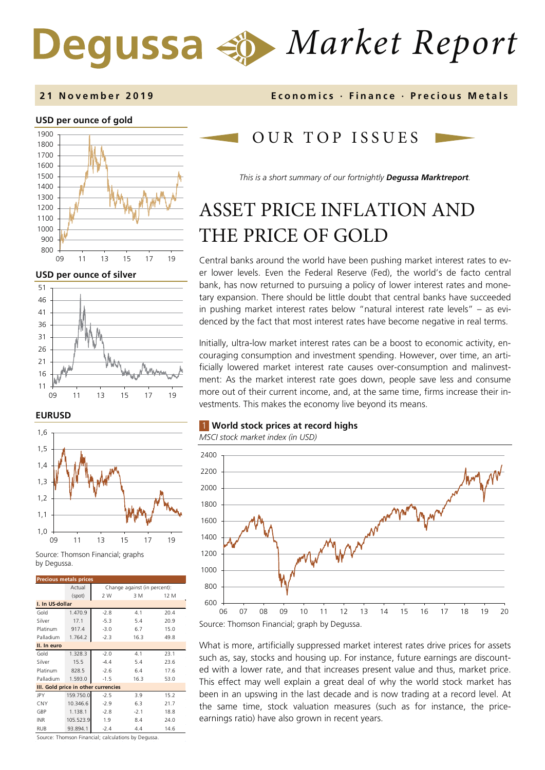# Degussa Market Report

**21 November 2019** — **Economics · Finance · Precious Metals**

**USD per ounce of gold**

**USD per ounce of silver**

**EURUSD**

Source: Thomson Financial; graphs by Degussa.

| Precious metals prices | Actual (spot) | Change against (in percent): 2 W | 3 M | 12 M |
|---|---|---|---|---|
| **I. In US-dollar** | | | | |
| Gold | 1.470.9 | -2.8 | 4.1 | 20.4 |
| Silver | 17.1 | -5.3 | 5.4 | 20.9 |
| Platinum | 917.4 | -3.0 | 6.7 | 15.0 |
| Palladium | 1.764.2 | -2.3 | 16.3 | 49.8 |
| **II. In euro** | | | | |
| Gold | 1.328.3 | -2.0 | 4.1 | 23.1 |
| Silver | 15.5 | -4.4 | 5.4 | 23.6 |
| Platinum | 828.5 | -2.6 | 6.4 | 17.6 |
| Palladium | 1.593.0 | -1.5 | 16.3 | 53.0 |
| **III. Gold price in other currencies** | | | | |
| JPY | 159.750.0 | -2.5 | 3.9 | 15.2 |
| CNY | 10.346.6 | -2.9 | 6.3 | 21.7 |
| GBP | 1.138.1 | -2.8 | -2.1 | 18.8 |
| INR | 105.523.9 | 1.9 | 8.4 | 24.0 |
| RUB | 93.894.1 | -2.4 | 4.4 | 14.6 |

Source: Thomson Financial; calculations by Degussa.

## OUR TOP ISSUES

*This is a short summary of our fortnightly **Degussa Marktreport**.*

# ASSET PRICE INFLATION AND THE PRICE OF GOLD

Central banks around the world have been pushing market interest rates to ever lower levels. Even the Federal Reserve (Fed), the world's de facto central bank, has now returned to pursuing a policy of lower interest rates and monetary expansion. There should be little doubt that central banks have succeeded in pushing market interest rates below "natural interest rate levels" – as evidenced by the fact that most interest rates have become negative in real terms.

Initially, ultra-low market interest rates can be a boost to economic activity, encouraging consumption and investment spending. However, over time, an artificially lowered market interest rate causes over-consumption and malinvestment: As the market interest rate goes down, people save less and consume more out of their current income, and, at the same time, firms increase their investments. This makes the economy live beyond its means.

**1 World stock prices at record highs**
*MSCI stock market index (in USD)*

Source: Thomson Financial; graph by Degussa.

What is more, artificially suppressed market interest rates drive prices for assets such as, say, stocks and housing up. For instance, future earnings are discounted with a lower rate, and that increases present value and thus, market price. This effect may well explain a great deal of why the world stock market has been in an upswing in the last decade and is now trading at a record level. At the same time, stock valuation measures (such as for instance, the price-earnings ratio) have also grown in recent years.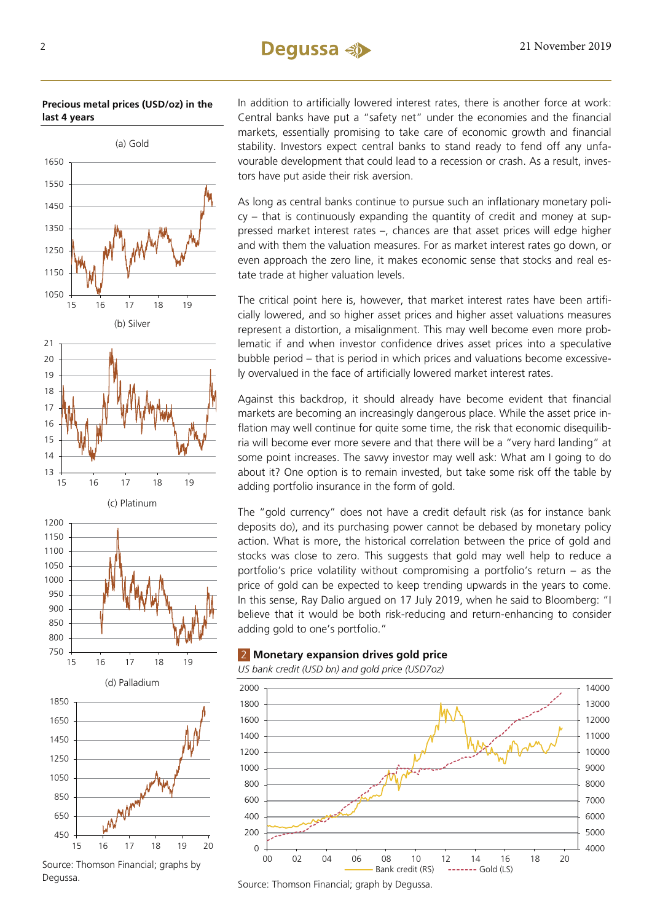**Precious metal prices (USD/oz) in the last 4 years**

(a) Gold

(b) Silver

(c) Platinum

(d) Palladium

Source: Thomson Financial; graphs by Degussa.

In addition to artificially lowered interest rates, there is another force at work: Central banks have put a "safety net" under the economies and the financial markets, essentially promising to take care of economic growth and financial stability. Investors expect central banks to stand ready to fend off any unfavourable development that could lead to a recession or crash. As a result, investors have put aside their risk aversion.

As long as central banks continue to pursue such an inflationary monetary policy – that is continuously expanding the quantity of credit and money at suppressed market interest rates –, chances are that asset prices will edge higher and with them the valuation measures. For as market interest rates go down, or even approach the zero line, it makes economic sense that stocks and real estate trade at higher valuation levels.

The critical point here is, however, that market interest rates have been artificially lowered, and so higher asset prices and higher asset valuations measures represent a distortion, a misalignment. This may well become even more problematic if and when investor confidence drives asset prices into a speculative bubble period – that is period in which prices and valuations become excessively overvalued in the face of artificially lowered market interest rates.

Against this backdrop, it should already have become evident that financial markets are becoming an increasingly dangerous place. While the asset price inflation may well continue for quite some time, the risk that economic disequilibria will become ever more severe and that there will be a "very hard landing" at some point increases. The savvy investor may well ask: What am I going to do about it? One option is to remain invested, but take some risk off the table by adding portfolio insurance in the form of gold.

The "gold currency" does not have a credit default risk (as for instance bank deposits do), and its purchasing power cannot be debased by monetary policy action. What is more, the historical correlation between the price of gold and stocks was close to zero. This suggests that gold may well help to reduce a portfolio's price volatility without compromising a portfolio's return – as the price of gold can be expected to keep trending upwards in the years to come. In this sense, Ray Dalio argued on 17 July 2019, when he said to Bloomberg: "I believe that it would be both risk-reducing and return-enhancing to consider adding gold to one's portfolio."

**2 Monetary expansion drives gold price**

*US bank credit (USD bn) and gold price (USD7oz)*

Bank credit (RS) Gold (LS)

Source: Thomson Financial; graph by Degussa.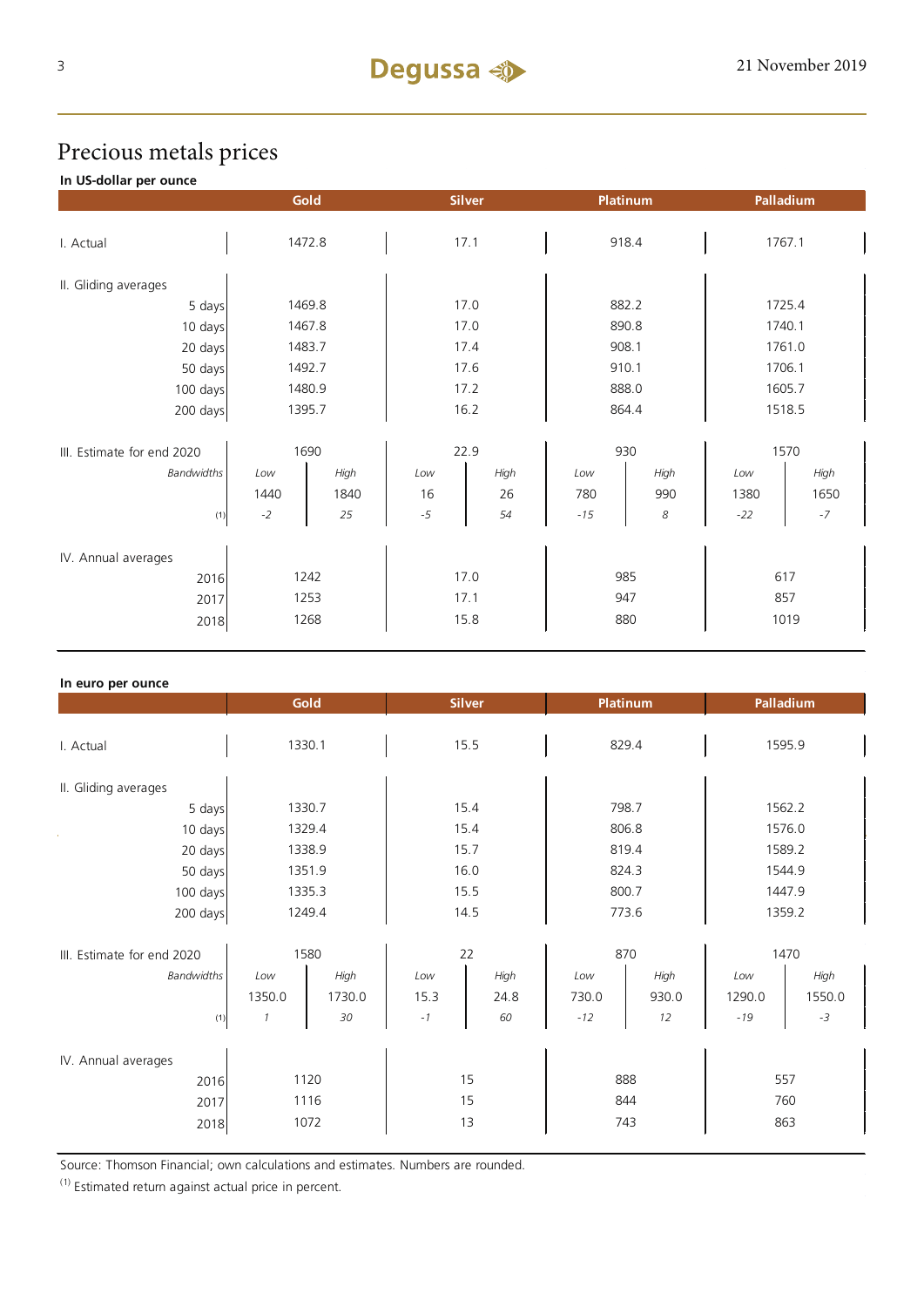# Precious metals prices

**In US-dollar per ounce**

| | Gold | | Silver | | Platinum | | Palladium | |
|---|---|---|---|---|---|---|---|---|
| I. Actual | 1472.8 | | 17.1 | | 918.4 | | 1767.1 | |
| II. Gliding averages | | | | | | | | |
| 5 days | 1469.8 | | 17.0 | | 882.2 | | 1725.4 | |
| 10 days | 1467.8 | | 17.0 | | 890.8 | | 1740.1 | |
| 20 days | 1483.7 | | 17.4 | | 908.1 | | 1761.0 | |
| 50 days | 1492.7 | | 17.6 | | 910.1 | | 1706.1 | |
| 100 days | 1480.9 | | 17.2 | | 888.0 | | 1605.7 | |
| 200 days | 1395.7 | | 16.2 | | 864.4 | | 1518.5 | |
| III. Estimate for end 2020 | 1690 | | 22.9 | | 930 | | 1570 | |
| *Bandwidths* | *Low* | *High* | *Low* | *High* | *Low* | *High* | *Low* | *High* |
| | 1440 | 1840 | 16 | 26 | 780 | 990 | 1380 | 1650 |
| (1) | *-2* | *25* | *-5* | *54* | *-15* | *8* | *-22* | *-7* |
| IV. Annual averages | | | | | | | | |
| 2016 | 1242 | | 17.0 | | 985 | | 617 | |
| 2017 | 1253 | | 17.1 | | 947 | | 857 | |
| 2018 | 1268 | | 15.8 | | 880 | | 1019 | |

**In euro per ounce**

| | Gold | | Silver | | Platinum | | Palladium | |
|---|---|---|---|---|---|---|---|---|
| I. Actual | 1330.1 | | 15.5 | | 829.4 | | 1595.9 | |
| II. Gliding averages | | | | | | | | |
| 5 days | 1330.7 | | 15.4 | | 798.7 | | 1562.2 | |
| 10 days | 1329.4 | | 15.4 | | 806.8 | | 1576.0 | |
| 20 days | 1338.9 | | 15.7 | | 819.4 | | 1589.2 | |
| 50 days | 1351.9 | | 16.0 | | 824.3 | | 1544.9 | |
| 100 days | 1335.3 | | 15.5 | | 800.7 | | 1447.9 | |
| 200 days | 1249.4 | | 14.5 | | 773.6 | | 1359.2 | |
| III. Estimate for end 2020 | 1580 | | 22 | | 870 | | 1470 | |
| *Bandwidths* | *Low* | *High* | *Low* | *High* | *Low* | *High* | *Low* | *High* |
| | 1350.0 | 1730.0 | 15.3 | 24.8 | 730.0 | 930.0 | 1290.0 | 1550.0 |
| (1) | *1* | *30* | *-1* | *60* | *-12* | *12* | *-19* | *-3* |
| IV. Annual averages | | | | | | | | |
| 2016 | 1120 | | 15 | | 888 | | 557 | |
| 2017 | 1116 | | 15 | | 844 | | 760 | |
| 2018 | 1072 | | 13 | | 743 | | 863 | |

Source: Thomson Financial; own calculations and estimates. Numbers are rounded.

(1) Estimated return against actual price in percent.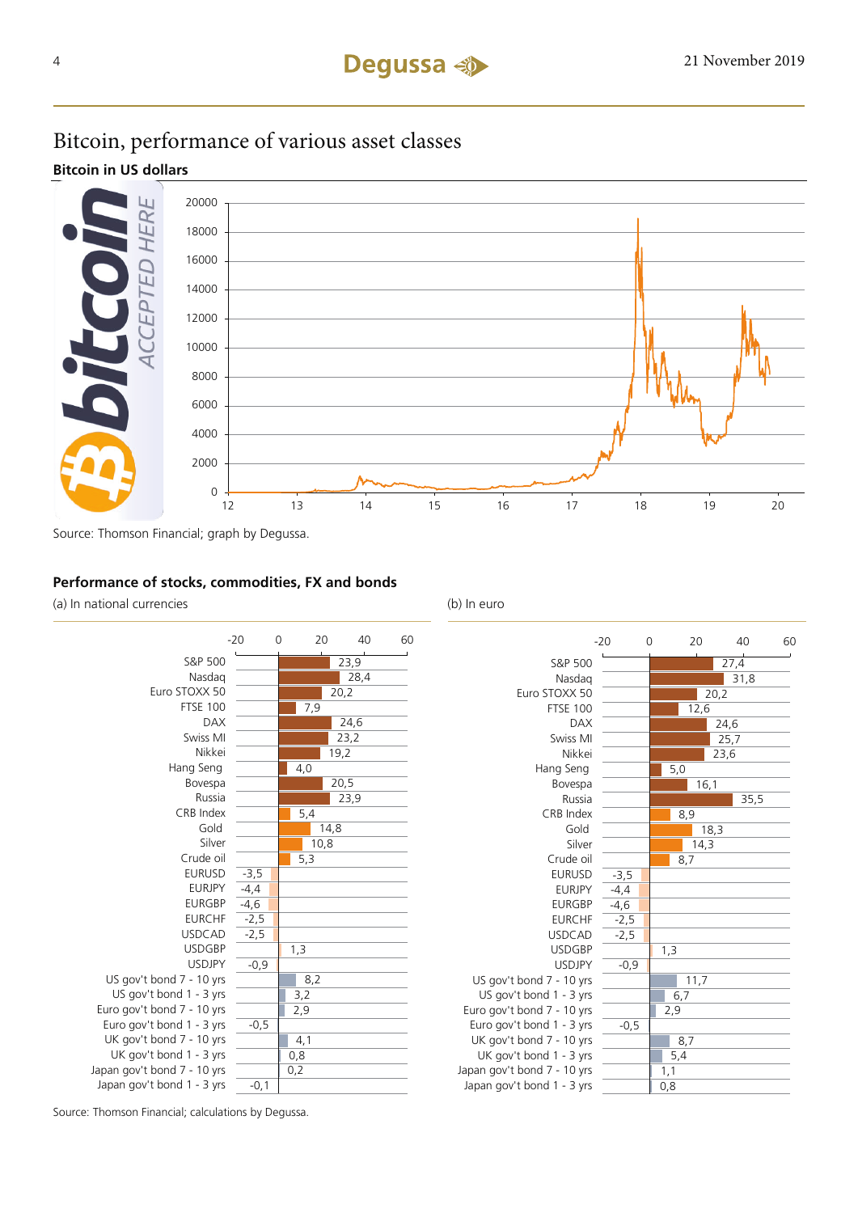# Bitcoin, performance of various asset classes

### Bitcoin in US dollars

Source: Thomson Financial; graph by Degussa.

### Performance of stocks, commodities, FX and bonds

| | (a) In national currencies | (b) In euro |
|---|---|---|
| S&P 500 | 23,9 | 27,4 |
| Nasdaq | 28,4 | 31,8 |
| Euro STOXX 50 | 20,2 | 20,2 |
| FTSE 100 | 7,9 | 12,6 |
| DAX | 24,6 | 24,6 |
| Swiss MI | 23,2 | 25,7 |
| Nikkei | 19,2 | 23,6 |
| Hang Seng | 4,0 | 5,0 |
| Bovespa | 20,5 | 16,1 |
| Russia | 23,9 | 35,5 |
| CRB Index | 5,4 | 8,9 |
| Gold | 14,8 | 18,3 |
| Silver | 10,8 | 14,3 |
| Crude oil | 5,3 | 8,7 |
| EURUSD | -3,5 | -3,5 |
| EURJPY | -4,4 | -4,4 |
| EURGBP | -4,6 | -4,6 |
| EURCHF | -2,5 | -2,5 |
| USDCAD | -2,5 | -2,5 |
| USDGBP | 1,3 | 1,3 |
| USDJPY | -0,9 | -0,9 |
| US gov't bond 7 - 10 yrs | 8,2 | 11,7 |
| US gov't bond 1 - 3 yrs | 3,2 | 6,7 |
| Euro gov't bond 7 - 10 yrs | 2,9 | 2,9 |
| Euro gov't bond 1 - 3 yrs | -0,5 | -0,5 |
| UK gov't bond 7 - 10 yrs | 4,1 | 8,7 |
| UK gov't bond 1 - 3 yrs | 0,8 | 5,4 |
| Japan gov't bond 7 - 10 yrs | 0,2 | 1,1 |
| Japan gov't bond 1 - 3 yrs | -0,1 | 0,8 |

Source: Thomson Financial; calculations by Degussa.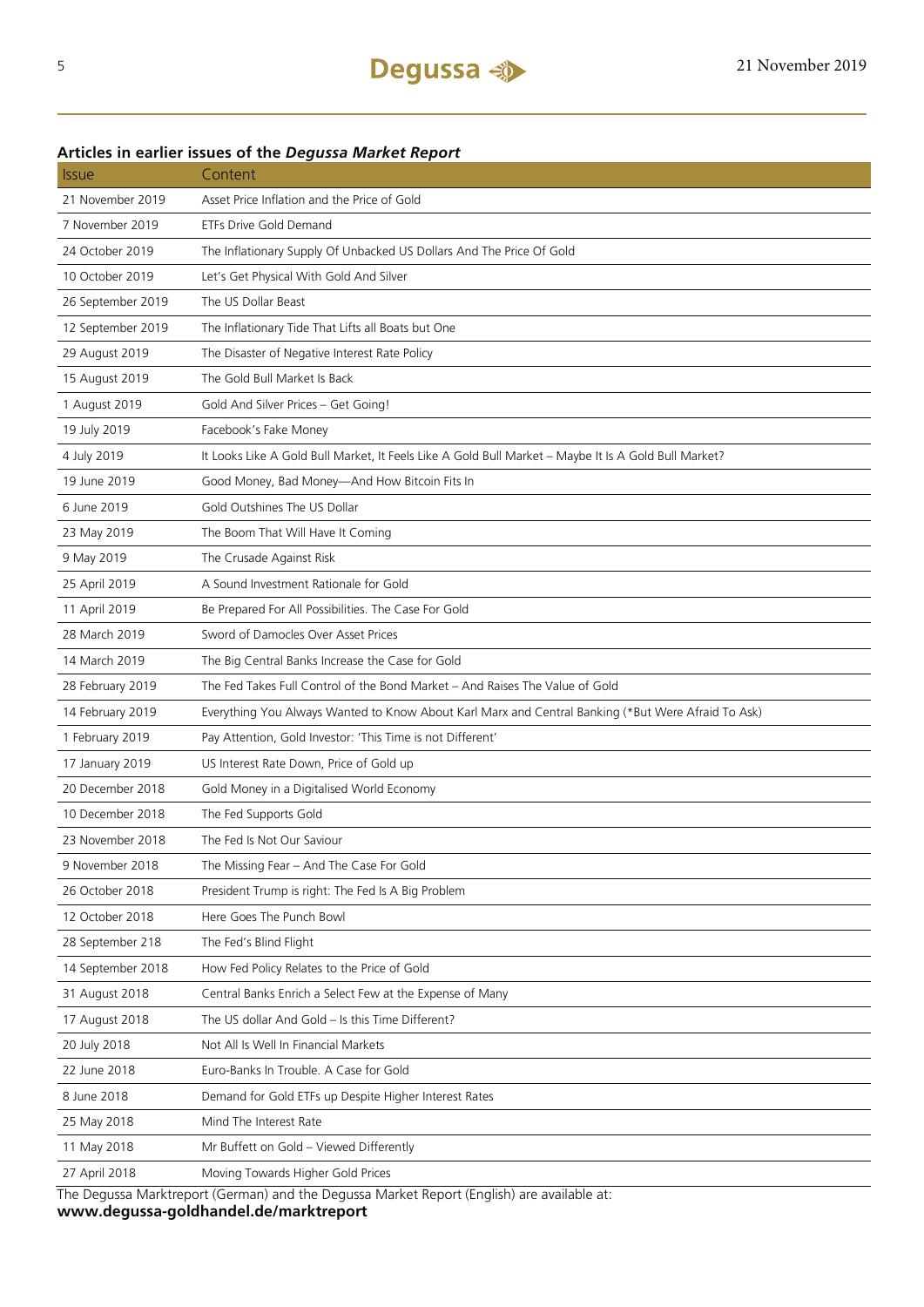### Articles in earlier issues of the *Degussa Market Report*

| Issue | Content |
|---|---|
| 21 November 2019 | Asset Price Inflation and the Price of Gold |
| 7 November 2019 | ETFs Drive Gold Demand |
| 24 October 2019 | The Inflationary Supply Of Unbacked US Dollars And The Price Of Gold |
| 10 October 2019 | Let's Get Physical With Gold And Silver |
| 26 September 2019 | The US Dollar Beast |
| 12 September 2019 | The Inflationary Tide That Lifts all Boats but One |
| 29 August 2019 | The Disaster of Negative Interest Rate Policy |
| 15 August 2019 | The Gold Bull Market Is Back |
| 1 August 2019 | Gold And Silver Prices – Get Going! |
| 19 July 2019 | Facebook's Fake Money |
| 4 July 2019 | It Looks Like A Gold Bull Market, It Feels Like A Gold Bull Market – Maybe It Is A Gold Bull Market? |
| 19 June 2019 | Good Money, Bad Money—And How Bitcoin Fits In |
| 6 June 2019 | Gold Outshines The US Dollar |
| 23 May 2019 | The Boom That Will Have It Coming |
| 9 May 2019 | The Crusade Against Risk |
| 25 April 2019 | A Sound Investment Rationale for Gold |
| 11 April 2019 | Be Prepared For All Possibilities. The Case For Gold |
| 28 March 2019 | Sword of Damocles Over Asset Prices |
| 14 March 2019 | The Big Central Banks Increase the Case for Gold |
| 28 February 2019 | The Fed Takes Full Control of the Bond Market – And Raises The Value of Gold |
| 14 February 2019 | Everything You Always Wanted to Know About Karl Marx and Central Banking (*But Were Afraid To Ask) |
| 1 February 2019 | Pay Attention, Gold Investor: 'This Time is not Different' |
| 17 January 2019 | US Interest Rate Down, Price of Gold up |
| 20 December 2018 | Gold Money in a Digitalised World Economy |
| 10 December 2018 | The Fed Supports Gold |
| 23 November 2018 | The Fed Is Not Our Saviour |
| 9 November 2018 | The Missing Fear – And The Case For Gold |
| 26 October 2018 | President Trump is right: The Fed Is A Big Problem |
| 12 October 2018 | Here Goes The Punch Bowl |
| 28 September 218 | The Fed's Blind Flight |
| 14 September 2018 | How Fed Policy Relates to the Price of Gold |
| 31 August 2018 | Central Banks Enrich a Select Few at the Expense of Many |
| 17 August 2018 | The US dollar And Gold – Is this Time Different? |
| 20 July 2018 | Not All Is Well In Financial Markets |
| 22 June 2018 | Euro-Banks In Trouble. A Case for Gold |
| 8 June 2018 | Demand for Gold ETFs up Despite Higher Interest Rates |
| 25 May 2018 | Mind The Interest Rate |
| 11 May 2018 | Mr Buffett on Gold – Viewed Differently |
| 27 April 2018 | Moving Towards Higher Gold Prices |

The Degussa Marktreport (German) and the Degussa Market Report (English) are available at:
**www.degussa-goldhandel.de/marktreport**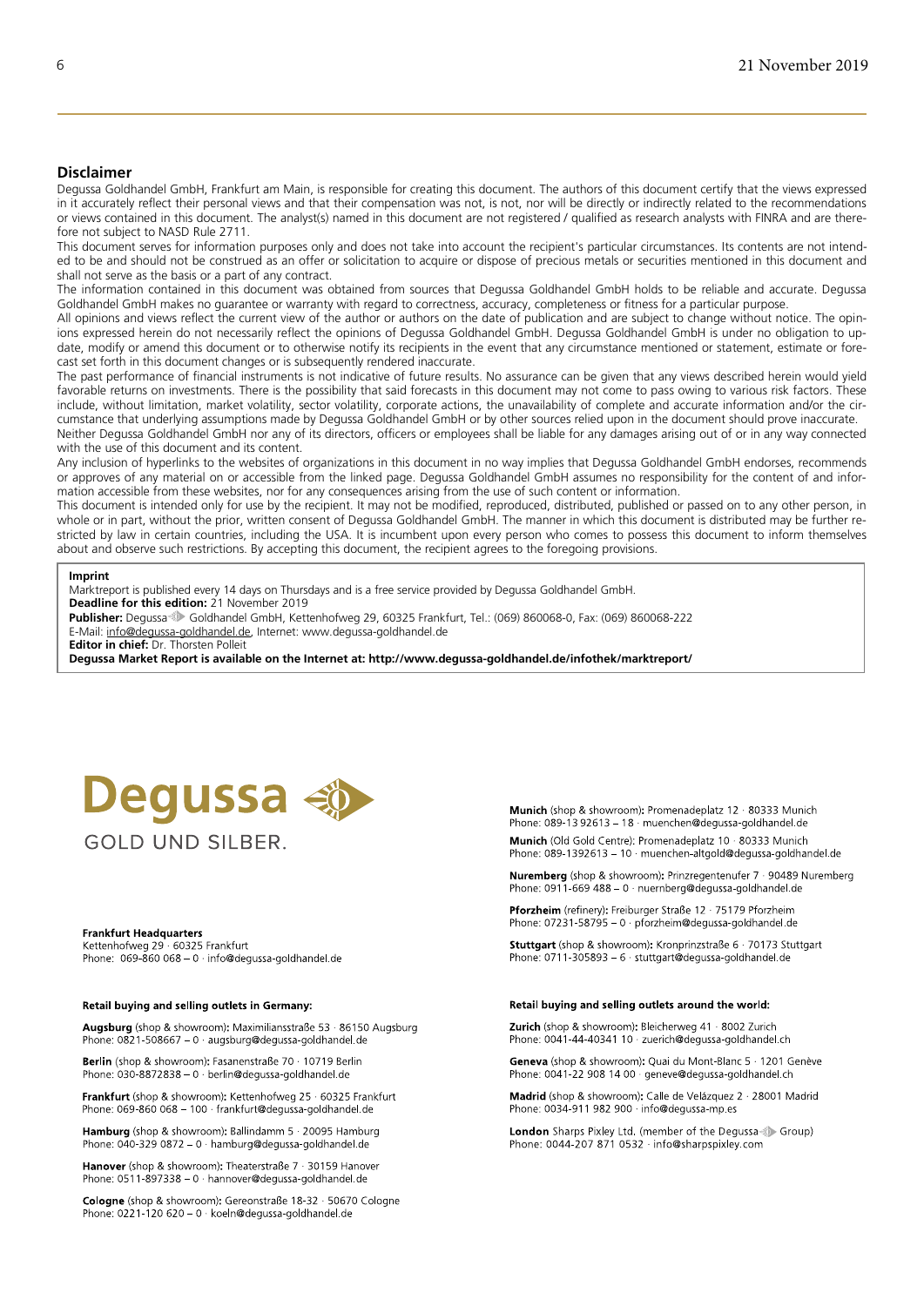## Disclaimer

Degussa Goldhandel GmbH, Frankfurt am Main, is responsible for creating this document. The authors of this document certify that the views expressed in it accurately reflect their personal views and that their compensation was not, is not, nor will be directly or indirectly related to the recommendations or views contained in this document. The analyst(s) named in this document are not registered / qualified as research analysts with FINRA and are therefore not subject to NASD Rule 2711.

This document serves for information purposes only and does not take into account the recipient's particular circumstances. Its contents are not intended to be and should not be construed as an offer or solicitation to acquire or dispose of precious metals or securities mentioned in this document and shall not serve as the basis or a part of any contract.

The information contained in this document was obtained from sources that Degussa Goldhandel GmbH holds to be reliable and accurate. Degussa Goldhandel GmbH makes no guarantee or warranty with regard to correctness, accuracy, completeness or fitness for a particular purpose.

All opinions and views reflect the current view of the author or authors on the date of publication and are subject to change without notice. The opinions expressed herein do not necessarily reflect the opinions of Degussa Goldhandel GmbH. Degussa Goldhandel GmbH is under no obligation to update, modify or amend this document or to otherwise notify its recipients in the event that any circumstance mentioned or statement, estimate or forecast set forth in this document changes or is subsequently rendered inaccurate.

The past performance of financial instruments is not indicative of future results. No assurance can be given that any views described herein would yield favorable returns on investments. There is the possibility that said forecasts in this document may not come to pass owing to various risk factors. These include, without limitation, market volatility, sector volatility, corporate actions, the unavailability of complete and accurate information and/or the circumstance that underlying assumptions made by Degussa Goldhandel GmbH or by other sources relied upon in the document should prove inaccurate.

Neither Degussa Goldhandel GmbH nor any of its directors, officers or employees shall be liable for any damages arising out of or in any way connected with the use of this document and its content.

Any inclusion of hyperlinks to the websites of organizations in this document in no way implies that Degussa Goldhandel GmbH endorses, recommends or approves of any material on or accessible from the linked page. Degussa Goldhandel GmbH assumes no responsibility for the content of and information accessible from these websites, nor for any consequences arising from the use of such content or information.

This document is intended only for use by the recipient. It may not be modified, reproduced, distributed, published or passed on to any other person, in whole or in part, without the prior, written consent of Degussa Goldhandel GmbH. The manner in which this document is distributed may be further restricted by law in certain countries, including the USA. It is incumbent upon every person who comes to possess this document to inform themselves about and observe such restrictions. By accepting this document, the recipient agrees to the foregoing provisions.

**Imprint**

Marktreport is published every 14 days on Thursdays and is a free service provided by Degussa Goldhandel GmbH.

**Deadline for this edition:** 21 November 2019

**Publisher:** Degussa Goldhandel GmbH, Kettenhofweg 29, 60325 Frankfurt, Tel.: (069) 860068-0, Fax: (069) 860068-222

E-Mail: info@degussa-goldhandel.de, Internet: www.degussa-goldhandel.de

**Editor in chief:** Dr. Thorsten Polleit

**Degussa Market Report is available on the Internet at: http://www.degussa-goldhandel.de/infothek/marktreport/**

Degussa
GOLD UND SILBER.

**Frankfurt Headquarters**
Kettenhofweg 29 · 60325 Frankfurt
Phone: 069-860 068 – 0 · info@degussa-goldhandel.de

**Retail buying and selling outlets in Germany:**

**Augsburg** (shop & showroom): Maximiliansstraße 53 · 86150 Augsburg
Phone: 0821-508667 – 0 · augsburg@degussa-goldhandel.de

**Berlin** (shop & showroom): Fasanenstraße 70 · 10719 Berlin
Phone: 030-8872838 – 0 · berlin@degussa-goldhandel.de

**Frankfurt** (shop & showroom): Kettenhofweg 25 · 60325 Frankfurt
Phone: 069-860 068 – 100 · frankfurt@degussa-goldhandel.de

**Hamburg** (shop & showroom): Ballindamm 5 · 20095 Hamburg
Phone: 040-329 0872 – 0 · hamburg@degussa-goldhandel.de

**Hanover** (shop & showroom): Theaterstraße 7 · 30159 Hanover
Phone: 0511-897338 – 0 · hannover@degussa-goldhandel.de

**Cologne** (shop & showroom): Gereonstraße 18-32 · 50670 Cologne
Phone: 0221-120 620 – 0 · koeln@degussa-goldhandel.de

**Munich** (shop & showroom): Promenadeplatz 12 · 80333 Munich
Phone: 089-13 92613 – 18 · muenchen@degussa-goldhandel.de

**Munich** (Old Gold Centre): Promenadeplatz 10 · 80333 Munich
Phone: 089-1392613 – 10 · muenchen-altgold@degussa-goldhandel.de

**Nuremberg** (shop & showroom): Prinzregentenufer 7 · 90489 Nuremberg
Phone: 0911-669 488 – 0 · nuernberg@degussa-goldhandel.de

**Pforzheim** (refinery): Freiburger Straße 12 · 75179 Pforzheim
Phone: 07231-58795 – 0 · pforzheim@degussa-goldhandel.de

**Stuttgart** (shop & showroom): Kronprinzstraße 6 · 70173 Stuttgart
Phone: 0711-305893 – 6 · stuttgart@degussa-goldhandel.de

**Retail buying and selling outlets around the world:**

**Zurich** (shop & showroom): Bleicherweg 41 · 8002 Zurich
Phone: 0041-44-40341 10 · zuerich@degussa-goldhandel.ch

**Geneva** (shop & showroom): Quai du Mont-Blanc 5 · 1201 Genève
Phone: 0041-22 908 14 00 · geneve@degussa-goldhandel.ch

**Madrid** (shop & showroom): Calle de Velázquez 2 · 28001 Madrid
Phone: 0034-911 982 900 · info@degussa-mp.es

**London** Sharps Pixley Ltd. (member of the Degussa Group)
Phone: 0044-207 871 0532 · info@sharpspixley.com